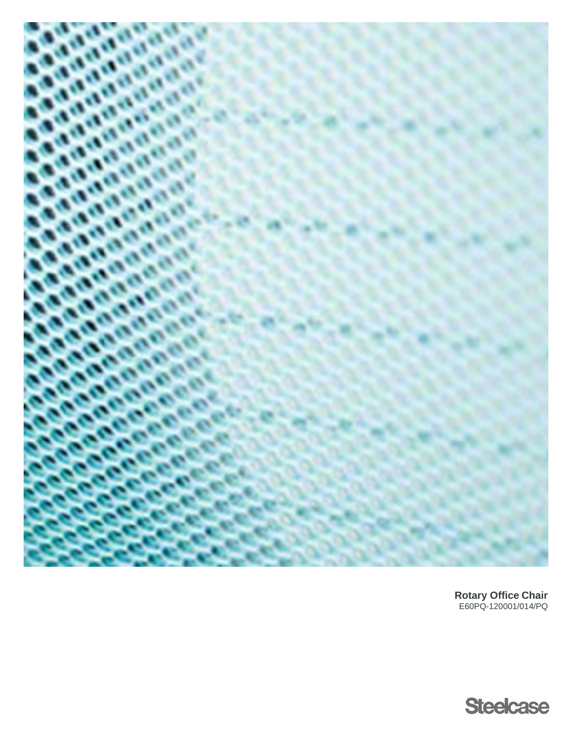**Rotary Office Chair**
E60PQ-120001/014/PQ

Steelcase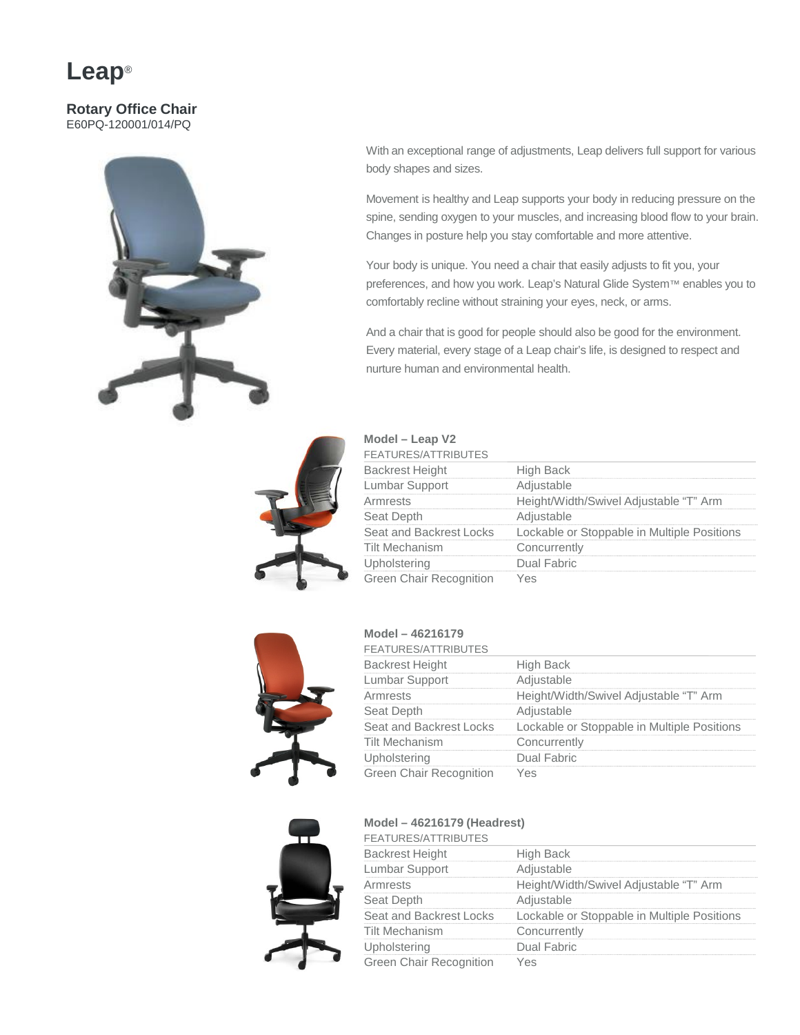# Leap®

## Rotary Office Chair

E60PQ-120001/014/PQ

With an exceptional range of adjustments, Leap delivers full support for various body shapes and sizes.

Movement is healthy and Leap supports your body in reducing pressure on the spine, sending oxygen to your muscles, and increasing blood flow to your brain. Changes in posture help you stay comfortable and more attentive.

Your body is unique. You need a chair that easily adjusts to fit you, your preferences, and how you work. Leap's Natural Glide System™ enables you to comfortably recline without straining your eyes, neck, or arms.

And a chair that is good for people should also be good for the environment. Every material, every stage of a Leap chair's life, is designed to respect and nurture human and environmental health.

### Model – Leap V2

| FEATURES/ATTRIBUTES | |
|---|---|
| Backrest Height | High Back |
| Lumbar Support | Adjustable |
| Armrests | Height/Width/Swivel Adjustable "T" Arm |
| Seat Depth | Adjustable |
| Seat and Backrest Locks | Lockable or Stoppable in Multiple Positions |
| Tilt Mechanism | Concurrently |
| Upholstering | Dual Fabric |
| Green Chair Recognition | Yes |

### Model – 46216179

| FEATURES/ATTRIBUTES | |
|---|---|
| Backrest Height | High Back |
| Lumbar Support | Adjustable |
| Armrests | Height/Width/Swivel Adjustable "T" Arm |
| Seat Depth | Adjustable |
| Seat and Backrest Locks | Lockable or Stoppable in Multiple Positions |
| Tilt Mechanism | Concurrently |
| Upholstering | Dual Fabric |
| Green Chair Recognition | Yes |

### Model – 46216179 (Headrest)

| FEATURES/ATTRIBUTES | |
|---|---|
| Backrest Height | High Back |
| Lumbar Support | Adjustable |
| Armrests | Height/Width/Swivel Adjustable "T" Arm |
| Seat Depth | Adjustable |
| Seat and Backrest Locks | Lockable or Stoppable in Multiple Positions |
| Tilt Mechanism | Concurrently |
| Upholstering | Dual Fabric |
| Green Chair Recognition | Yes |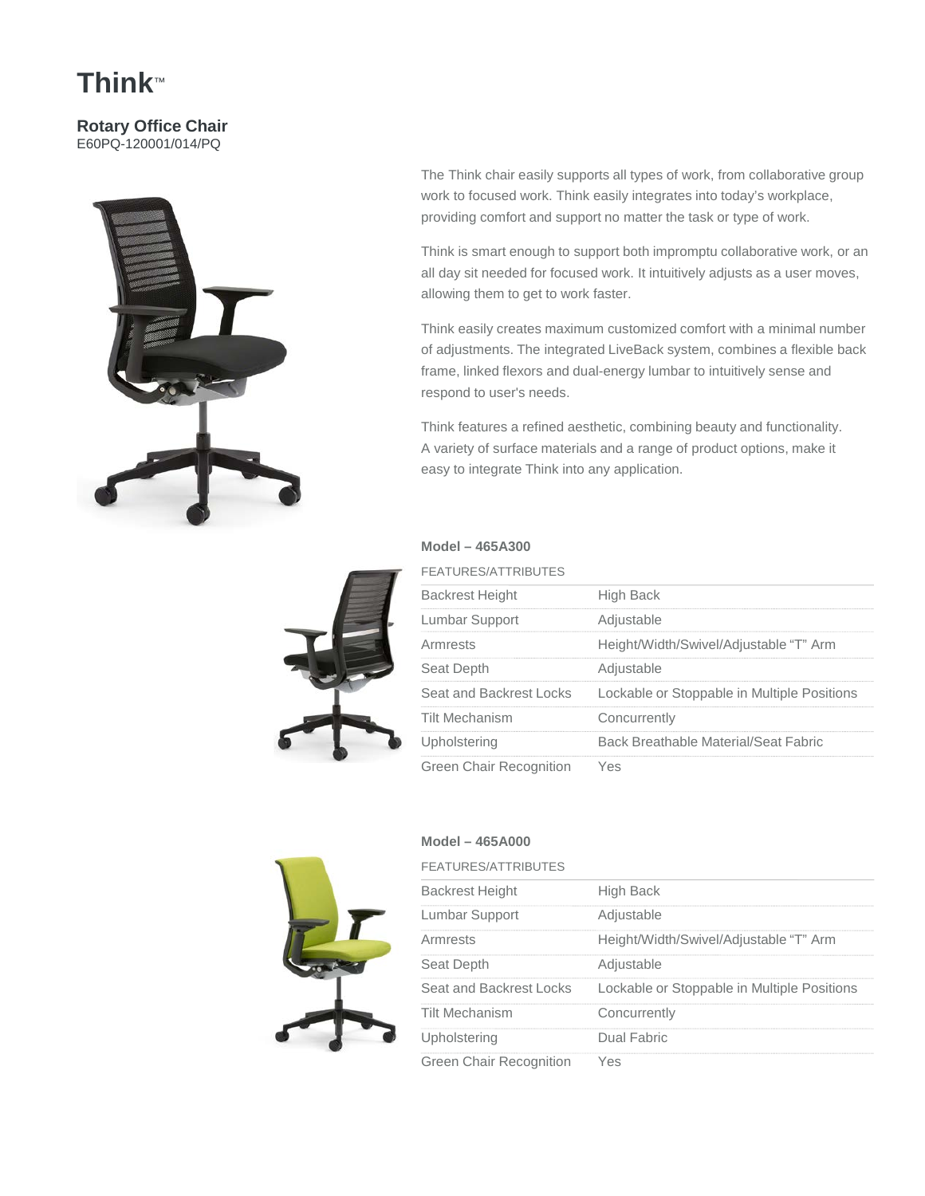# Think™

## Rotary Office Chair

E60PQ-120001/014/PQ

The Think chair easily supports all types of work, from collaborative group work to focused work. Think easily integrates into today's workplace, providing comfort and support no matter the task or type of work.

Think is smart enough to support both impromptu collaborative work, or an all day sit needed for focused work. It intuitively adjusts as a user moves, allowing them to get to work faster.

Think easily creates maximum customized comfort with a minimal number of adjustments. The integrated LiveBack system, combines a flexible back frame, linked flexors and dual-energy lumbar to intuitively sense and respond to user's needs.

Think features a refined aesthetic, combining beauty and functionality. A variety of surface materials and a range of product options, make it easy to integrate Think into any application.

### Model – 465A300

| FEATURES/ATTRIBUTES | |
|---|---|
| Backrest Height | High Back |
| Lumbar Support | Adjustable |
| Armrests | Height/Width/Swivel/Adjustable "T" Arm |
| Seat Depth | Adjustable |
| Seat and Backrest Locks | Lockable or Stoppable in Multiple Positions |
| Tilt Mechanism | Concurrently |
| Upholstering | Back Breathable Material/Seat Fabric |
| Green Chair Recognition | Yes |

### Model – 465A000

| FEATURES/ATTRIBUTES | |
|---|---|
| Backrest Height | High Back |
| Lumbar Support | Adjustable |
| Armrests | Height/Width/Swivel/Adjustable "T" Arm |
| Seat Depth | Adjustable |
| Seat and Backrest Locks | Lockable or Stoppable in Multiple Positions |
| Tilt Mechanism | Concurrently |
| Upholstering | Dual Fabric |
| Green Chair Recognition | Yes |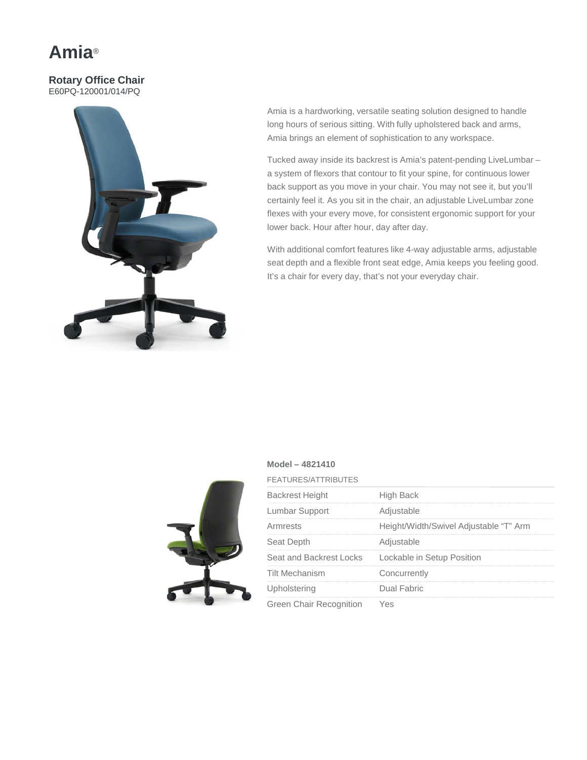# Amia®

## Rotary Office Chair

E60PQ-120001/014/PQ

Amia is a hardworking, versatile seating solution designed to handle long hours of serious sitting. With fully upholstered back and arms, Amia brings an element of sophistication to any workspace.

Tucked away inside its backrest is Amia's patent-pending LiveLumbar – a system of flexors that contour to fit your spine, for continuous lower back support as you move in your chair. You may not see it, but you'll certainly feel it. As you sit in the chair, an adjustable LiveLumbar zone flexes with your every move, for consistent ergonomic support for your lower back. Hour after hour, day after day.

With additional comfort features like 4-way adjustable arms, adjustable seat depth and a flexible front seat edge, Amia keeps you feeling good. It's a chair for every day, that's not your everyday chair.

**Model – 4821410**

| FEATURES/ATTRIBUTES | |
|---|---|
| Backrest Height | High Back |
| Lumbar Support | Adjustable |
| Armrests | Height/Width/Swivel Adjustable "T" Arm |
| Seat Depth | Adjustable |
| Seat and Backrest Locks | Lockable in Setup Position |
| Tilt Mechanism | Concurrently |
| Upholstering | Dual Fabric |
| Green Chair Recognition | Yes |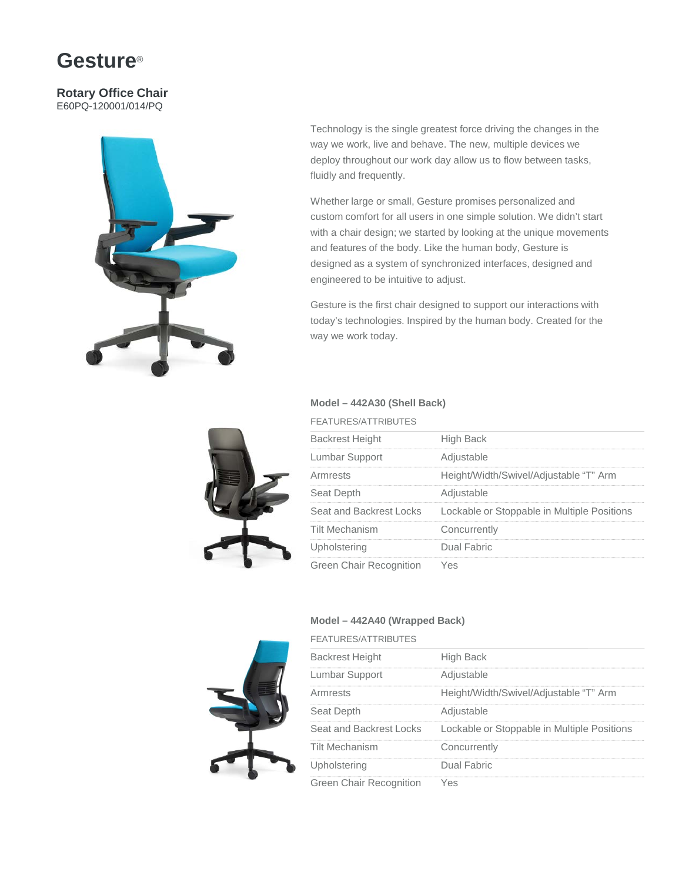# Gesture®

**Rotary Office Chair**
E60PQ-120001/014/PQ

Technology is the single greatest force driving the changes in the way we work, live and behave. The new, multiple devices we deploy throughout our work day allow us to flow between tasks, fluidly and frequently.

Whether large or small, Gesture promises personalized and custom comfort for all users in one simple solution. We didn't start with a chair design; we started by looking at the unique movements and features of the body. Like the human body, Gesture is designed as a system of synchronized interfaces, designed and engineered to be intuitive to adjust.

Gesture is the first chair designed to support our interactions with today's technologies. Inspired by the human body. Created for the way we work today.

**Model – 442A30 (Shell Back)**

| FEATURES/ATTRIBUTES | |
|---|---|
| Backrest Height | High Back |
| Lumbar Support | Adjustable |
| Armrests | Height/Width/Swivel/Adjustable "T" Arm |
| Seat Depth | Adjustable |
| Seat and Backrest Locks | Lockable or Stoppable in Multiple Positions |
| Tilt Mechanism | Concurrently |
| Upholstering | Dual Fabric |
| Green Chair Recognition | Yes |

**Model – 442A40 (Wrapped Back)**

| FEATURES/ATTRIBUTES | |
|---|---|
| Backrest Height | High Back |
| Lumbar Support | Adjustable |
| Armrests | Height/Width/Swivel/Adjustable "T" Arm |
| Seat Depth | Adjustable |
| Seat and Backrest Locks | Lockable or Stoppable in Multiple Positions |
| Tilt Mechanism | Concurrently |
| Upholstering | Dual Fabric |
| Green Chair Recognition | Yes |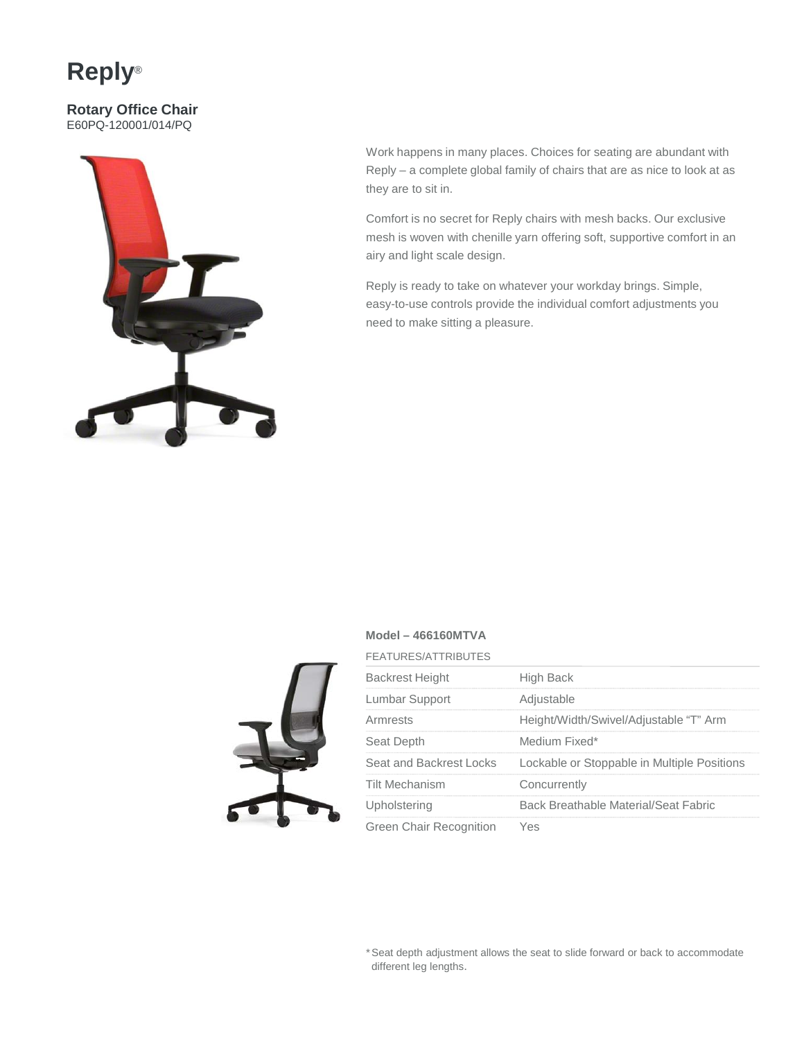# Reply®

### Rotary Office Chair

E60PQ-120001/014/PQ

Work happens in many places. Choices for seating are abundant with Reply – a complete global family of chairs that are as nice to look at as they are to sit in.

Comfort is no secret for Reply chairs with mesh backs. Our exclusive mesh is woven with chenille yarn offering soft, supportive comfort in an airy and light scale design.

Reply is ready to take on whatever your workday brings. Simple, easy-to-use controls provide the individual comfort adjustments you need to make sitting a pleasure.

**Model – 466160MTVA**

| FEATURES/ATTRIBUTES | |
|---|---|
| Backrest Height | High Back |
| Lumbar Support | Adjustable |
| Armrests | Height/Width/Swivel/Adjustable "T" Arm |
| Seat Depth | Medium Fixed* |
| Seat and Backrest Locks | Lockable or Stoppable in Multiple Positions |
| Tilt Mechanism | Concurrently |
| Upholstering | Back Breathable Material/Seat Fabric |
| Green Chair Recognition | Yes |

*Seat depth adjustment allows the seat to slide forward or back to accommodate different leg lengths.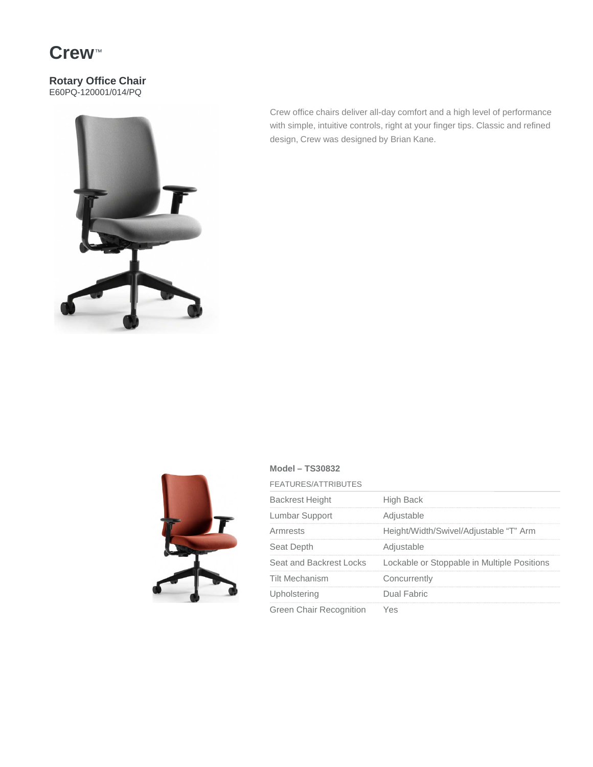# Crew™

### Rotary Office Chair

E60PQ-120001/014/PQ

Crew office chairs deliver all-day comfort and a high level of performance with simple, intuitive controls, right at your finger tips. Classic and refined design, Crew was designed by Brian Kane.

**Model – TS30832**

| FEATURES/ATTRIBUTES | |
|---|---|
| Backrest Height | High Back |
| Lumbar Support | Adjustable |
| Armrests | Height/Width/Swivel/Adjustable "T" Arm |
| Seat Depth | Adjustable |
| Seat and Backrest Locks | Lockable or Stoppable in Multiple Positions |
| Tilt Mechanism | Concurrently |
| Upholstering | Dual Fabric |
| Green Chair Recognition | Yes |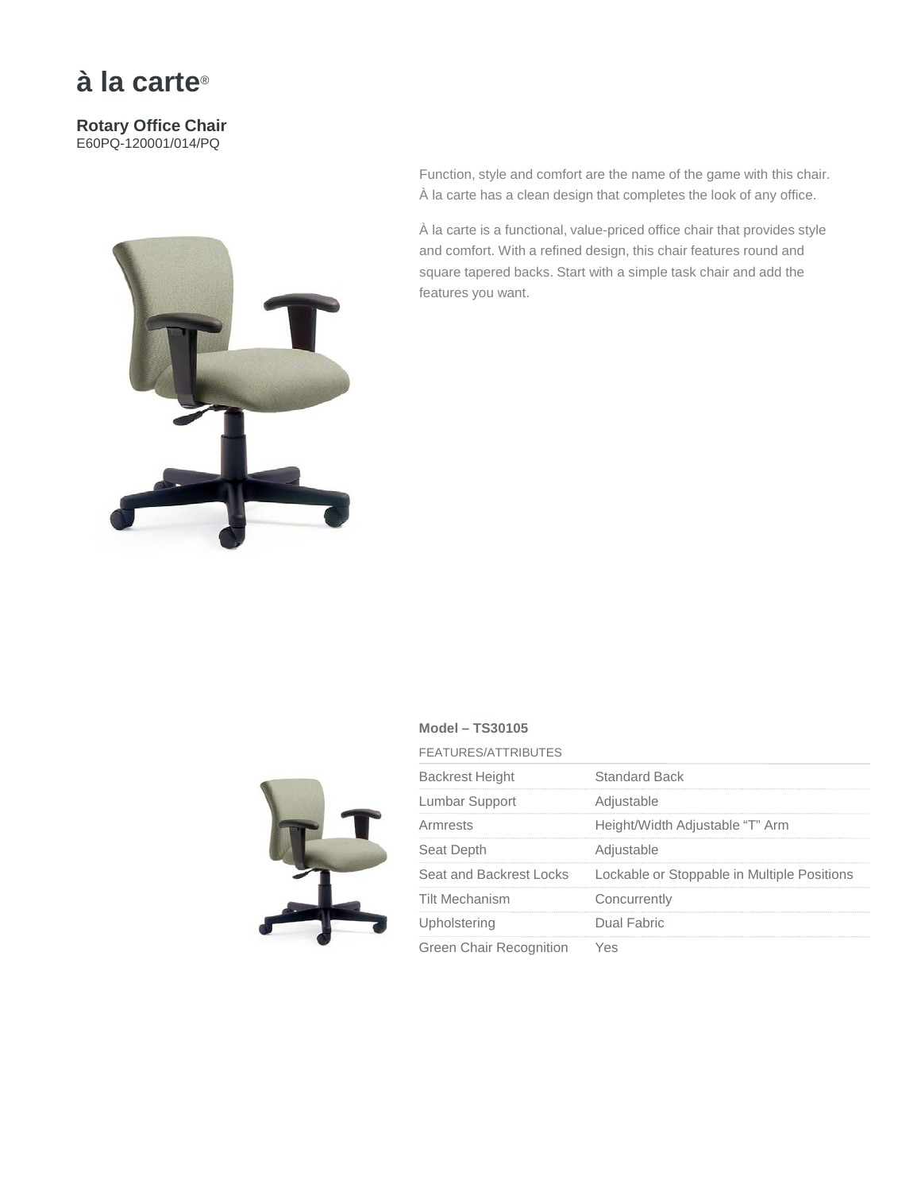# à la carte®

**Rotary Office Chair**
E60PQ-120001/014/PQ

Function, style and comfort are the name of the game with this chair. À la carte has a clean design that completes the look of any office.

À la carte is a functional, value-priced office chair that provides style and comfort. With a refined design, this chair features round and square tapered backs. Start with a simple task chair and add the features you want.

**Model – TS30105**

| FEATURES/ATTRIBUTES | |
|---|---|
| Backrest Height | Standard Back |
| Lumbar Support | Adjustable |
| Armrests | Height/Width Adjustable "T" Arm |
| Seat Depth | Adjustable |
| Seat and Backrest Locks | Lockable or Stoppable in Multiple Positions |
| Tilt Mechanism | Concurrently |
| Upholstering | Dual Fabric |
| Green Chair Recognition | Yes |